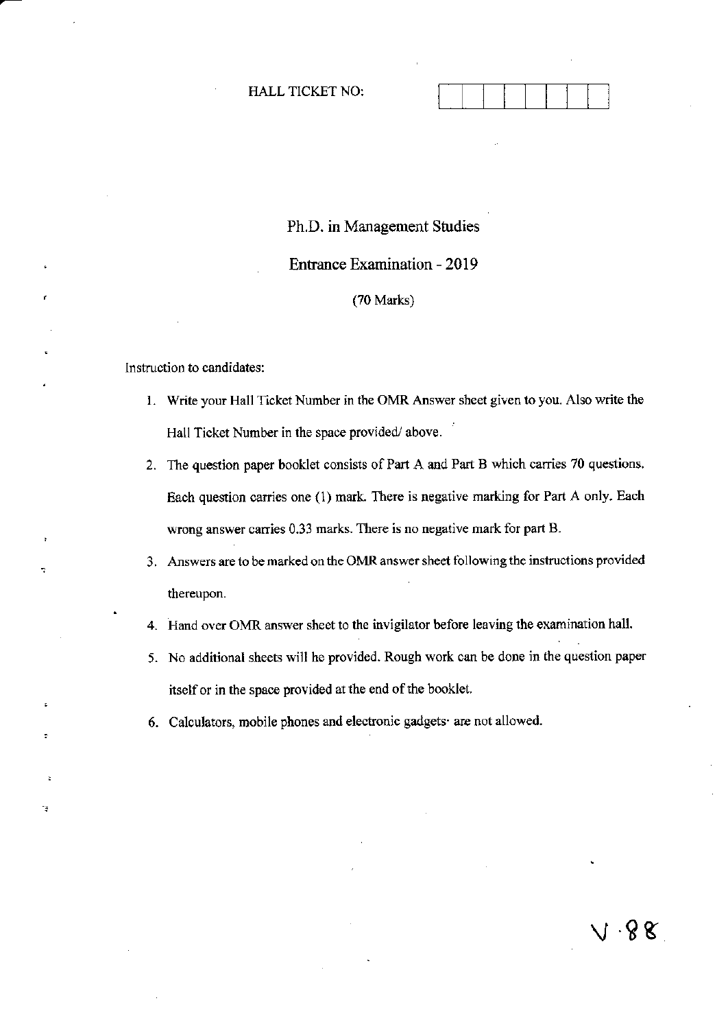HALL TICKET NO: | | | | | | | | |

# Ph.D. in Management Studies

## Entrance Examination - 2019

(70 Marks)

Instruction to candidates:

1. Write your Hall Ticket Number in the OMR Answer sheet given to you. Also write the Hall Ticket Number in the space provided/ above.
2. The question paper booklet consists of Part A and Part B which carries 70 questions. Each question carries one (1) mark. There is negative marking for Part A only. Each wrong answer carries 0.33 marks. There is no negative mark for part B.
3. Answers are to be marked on the OMR answer sheet following the instructions provided thereupon.
4. Hand over OMR answer sheet to the invigilator before leaving the examination hall.
5. No additional sheets will be provided. Rough work can be done in the question paper itself or in the space provided at the end of the booklet.
6. Calculators, mobile phones and electronic gadgets are not allowed.

V.88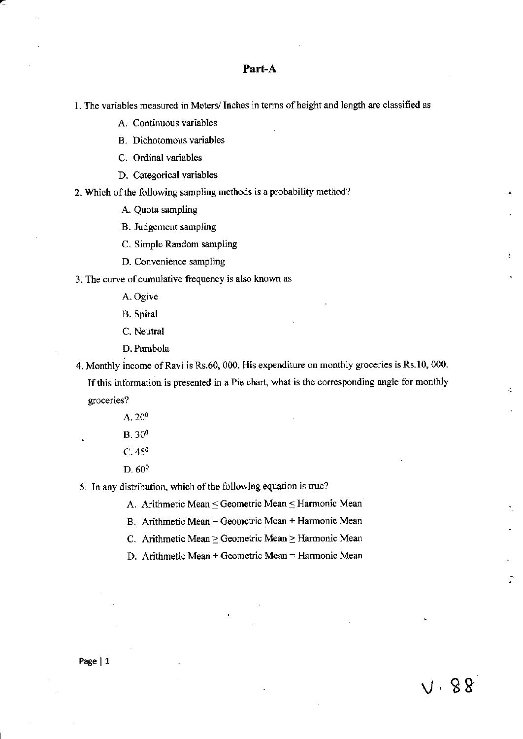## Part-A

1. The variables measured in Meters/ Inches in terms of height and length are classified as

   A. Continuous variables

   B. Dichotomous variables

   C. Ordinal variables

   D. Categorical variables

2. Which of the following sampling methods is a probability method?

   A. Quota sampling

   B. Judgement sampling

   C. Simple Random sampling

   D. Convenience sampling

3. The curve of cumulative frequency is also known as

   A. Ogive

   B. Spiral

   C. Neutral

   D. Parabola

4. Monthly income of Ravi is Rs.60, 000. His expenditure on monthly groceries is Rs.10, 000. If this information is presented in a Pie chart, what is the corresponding angle for monthly groceries?

   A. $20^0$

   B. $30^0$

   C. $45^0$

   D. $60^0$

5. In any distribution, which of the following equation is true?

   A. Arithmetic Mean $\leq$ Geometric Mean $\leq$ Harmonic Mean

   B. Arithmetic Mean = Geometric Mean + Harmonic Mean

   C. Arithmetic Mean $\geq$ Geometric Mean $\geq$ Harmonic Mean

   D. Arithmetic Mean + Geometric Mean = Harmonic Mean

V. 88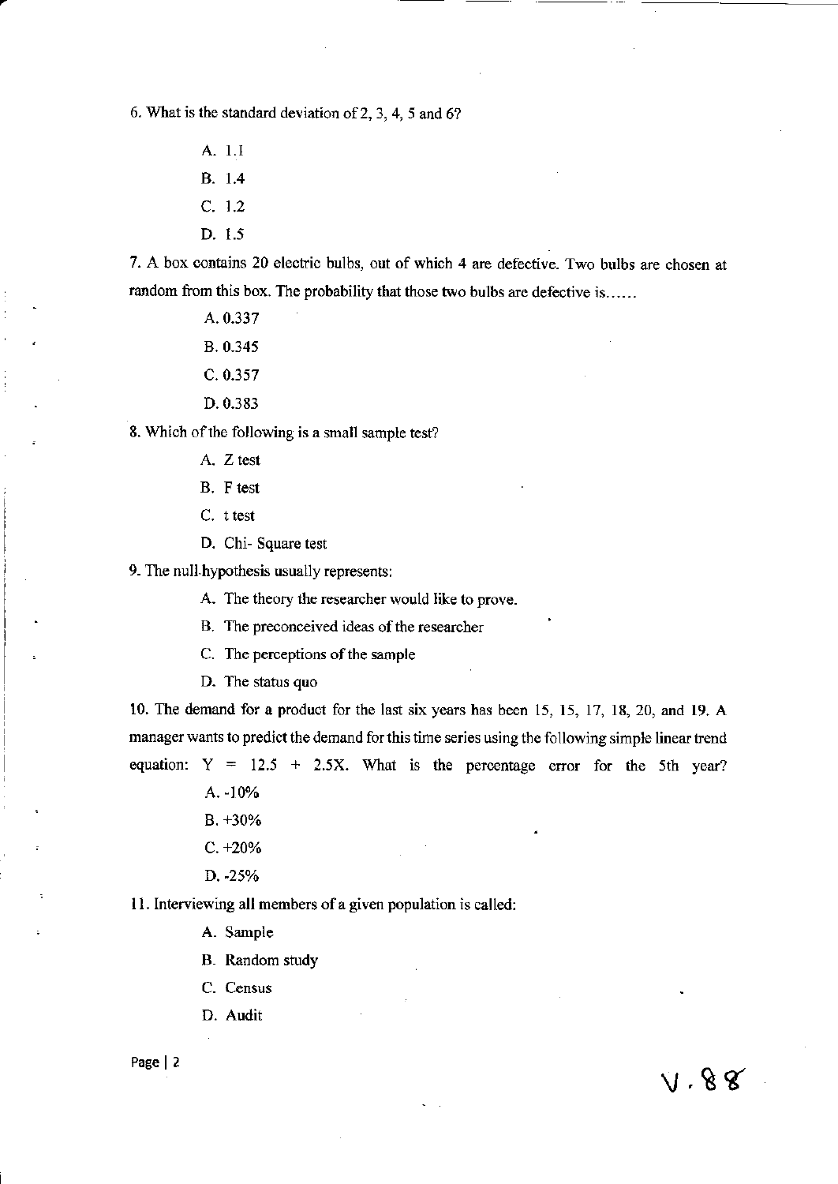6. What is the standard deviation of 2, 3, 4, 5 and 6?

A. 1.1

B. 1.4

C. 1.2

D. 1.5

7. A box contains 20 electric bulbs, out of which 4 are defective. Two bulbs are chosen at random from this box. The probability that those two bulbs are defective is......

A. 0.337

B. 0.345

C. 0.357

D. 0.383

8. Which of the following is a small sample test?

A. Z test

B. F test

C. t test

D. Chi- Square test

9. The null hypothesis usually represents:

A. The theory the researcher would like to prove.

B. The preconceived ideas of the researcher

C. The perceptions of the sample

D. The status quo

10. The demand for a product for the last six years has been 15, 15, 17, 18, 20, and 19. A manager wants to predict the demand for this time series using the following simple linear trend equation: $Y = 12.5 + 2.5X$. What is the percentage error for the 5th year?

A. -10%

B. +30%

C. +20%

D. -25%

11. Interviewing all members of a given population is called:

A. Sample

B. Random study

C. Census

D. Audit

V.88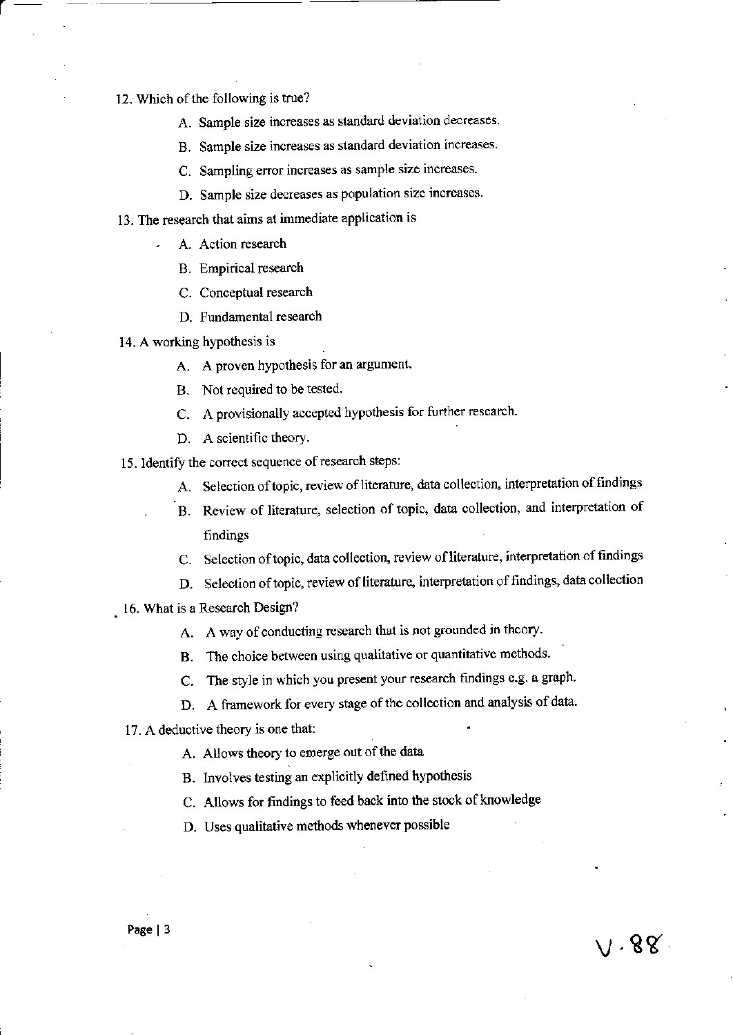12. Which of the following is true?

    A. Sample size increases as standard deviation decreases.

    B. Sample size increases as standard deviation increases.

    C. Sampling error increases as sample size increases.

    D. Sample size decreases as population size increases.

13. The research that aims at immediate application is

    A. Action research

    B. Empirical research

    C. Conceptual research

    D. Fundamental research

14. A working hypothesis is

    A. A proven hypothesis for an argument.

    B. Not required to be tested.

    C. A provisionally accepted hypothesis for further research.

    D. A scientific theory.

15. Identify the correct sequence of research steps:

    A. Selection of topic, review of literature, data collection, interpretation of findings

    B. Review of literature, selection of topic, data collection, and interpretation of findings

    C. Selection of topic, data collection, review of literature, interpretation of findings

    D. Selection of topic, review of literature, interpretation of findings, data collection

16. What is a Research Design?

    A. A way of conducting research that is not grounded in theory.

    B. The choice between using qualitative or quantitative methods.

    C. The style in which you present your research findings e.g. a graph.

    D. A framework for every stage of the collection and analysis of data.

17. A deductive theory is one that:

    A. Allows theory to emerge out of the data

    B. Involves testing an explicitly defined hypothesis

    C. Allows for findings to feed back into the stock of knowledge

    D. Uses qualitative methods whenever possible

V.88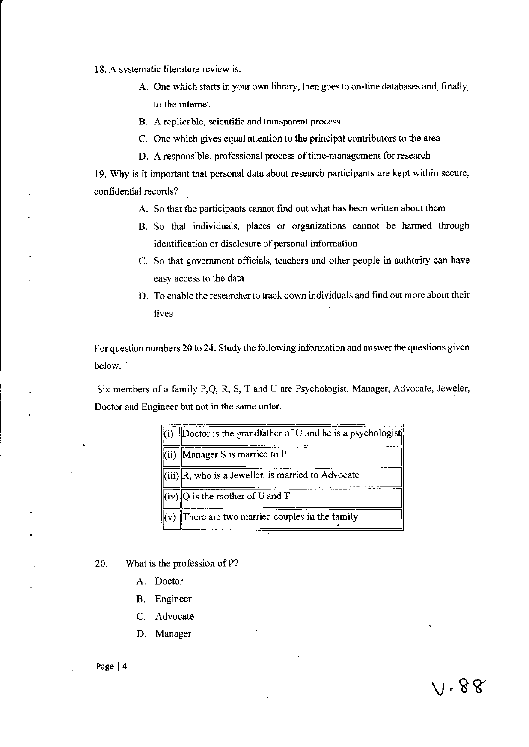18. A systematic literature review is:

   A. One which starts in your own library, then goes to on-line databases and, finally, to the internet
   B. A replicable, scientific and transparent process
   C. One which gives equal attention to the principal contributors to the area
   D. A responsible, professional process of time-management for research

19. Why is it important that personal data about research participants are kept within secure, confidential records?

   A. So that the participants cannot find out what has been written about them
   B. So that individuals, places or organizations cannot be harmed through identification or disclosure of personal information
   C. So that government officials, teachers and other people in authority can have easy access to the data
   D. To enable the researcher to track down individuals and find out more about their lives

For question numbers 20 to 24: Study the following information and answer the questions given below.

Six members of a family P,Q, R, S, T and U are Psychologist, Manager, Advocate, Jeweler, Doctor and Engineer but not in the same order.

| | |
|---|---|
| (i) | Doctor is the grandfather of U and he is a psychologist |
| (ii) | Manager S is married to P |
| (iii) | R, who is a Jeweller, is married to Advocate |
| (iv) | Q is the mother of U and T |
| (v) | There are two married couples in the family |

20. What is the profession of P?

   A. Doctor
   B. Engineer
   C. Advocate
   D. Manager

V. 88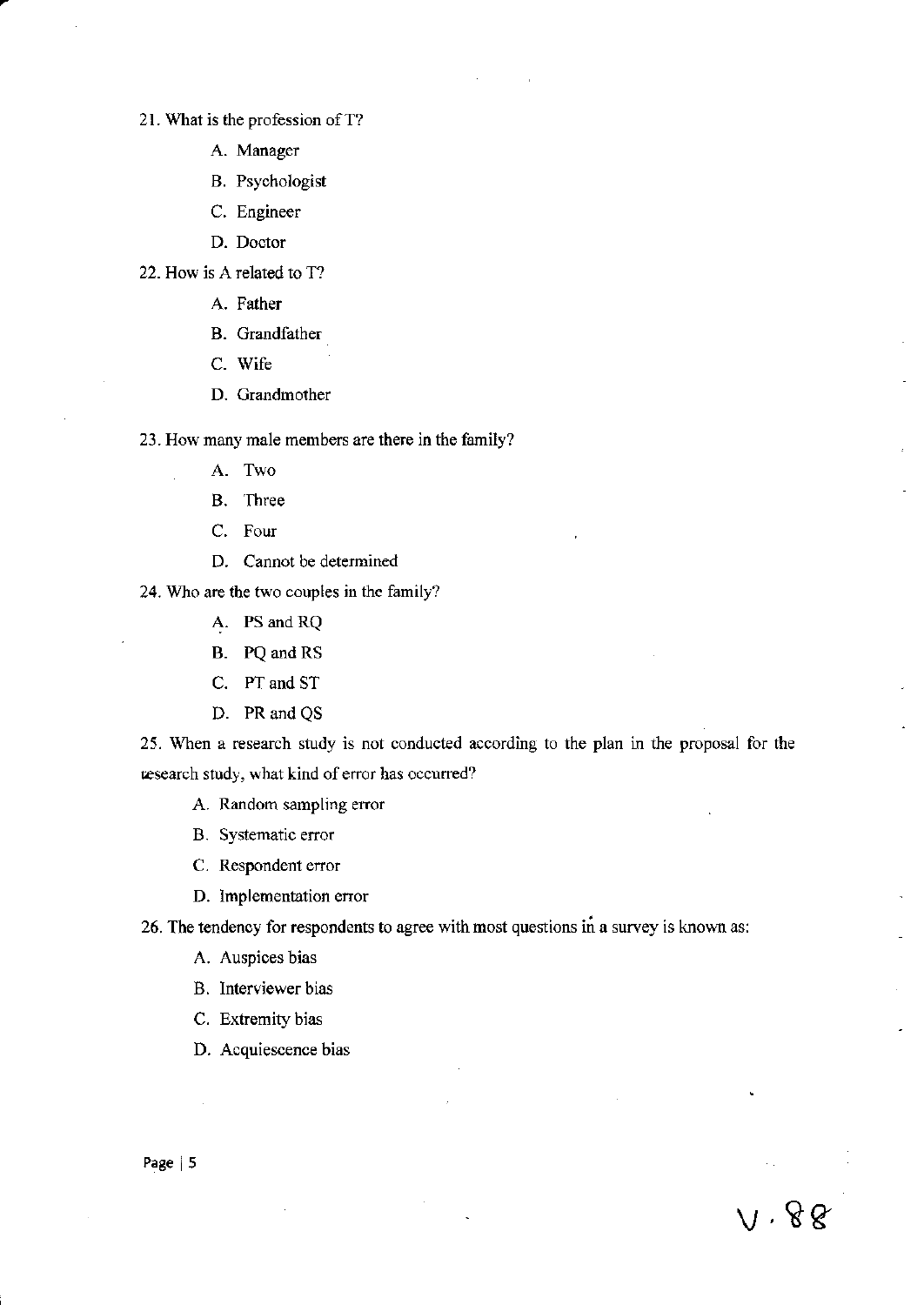21. What is the profession of T?

    A. Manager
    B. Psychologist
    C. Engineer
    D. Doctor

22. How is A related to T?

    A. Father
    B. Grandfather
    C. Wife
    D. Grandmother

23. How many male members are there in the family?

    A. Two
    B. Three
    C. Four
    D. Cannot be determined

24. Who are the two couples in the family?

    A. PS and RQ
    B. PQ and RS
    C. PT and ST
    D. PR and QS

25. When a research study is not conducted according to the plan in the proposal for the research study, what kind of error has occurred?

    A. Random sampling error
    B. Systematic error
    C. Respondent error
    D. Implementation error

26. The tendency for respondents to agree with most questions in a survey is known as:

    A. Auspices bias
    B. Interviewer bias
    C. Extremity bias
    D. Acquiescence bias

V. 88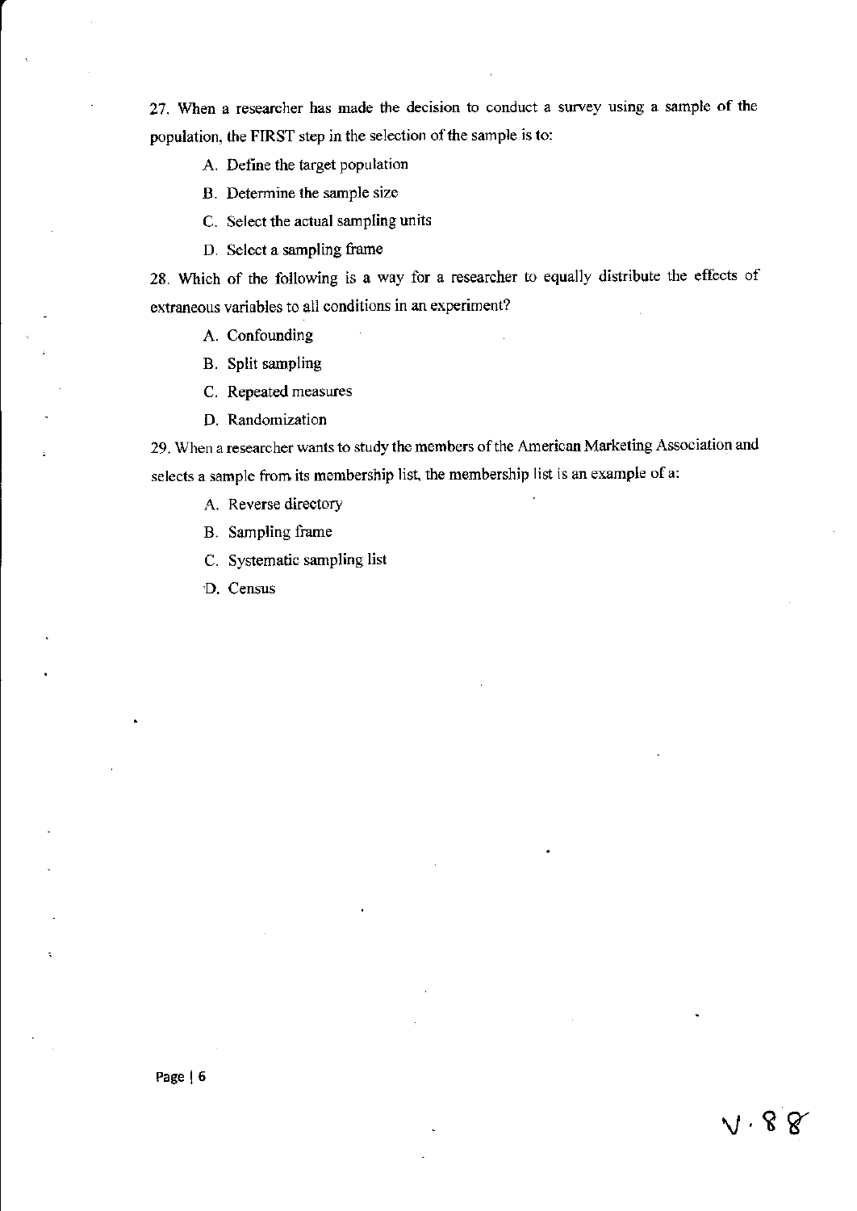27. When a researcher has made the decision to conduct a survey using a sample of the population, the FIRST step in the selection of the sample is to:

A. Define the target population

B. Determine the sample size

C. Select the actual sampling units

D. Select a sampling frame

28. Which of the following is a way for a researcher to equally distribute the effects of extraneous variables to all conditions in an experiment?

A. Confounding

B. Split sampling

C. Repeated measures

D. Randomization

29. When a researcher wants to study the members of the American Marketing Association and selects a sample from its membership list, the membership list is an example of a:

A. Reverse directory

B. Sampling frame

C. Systematic sampling list

D. Census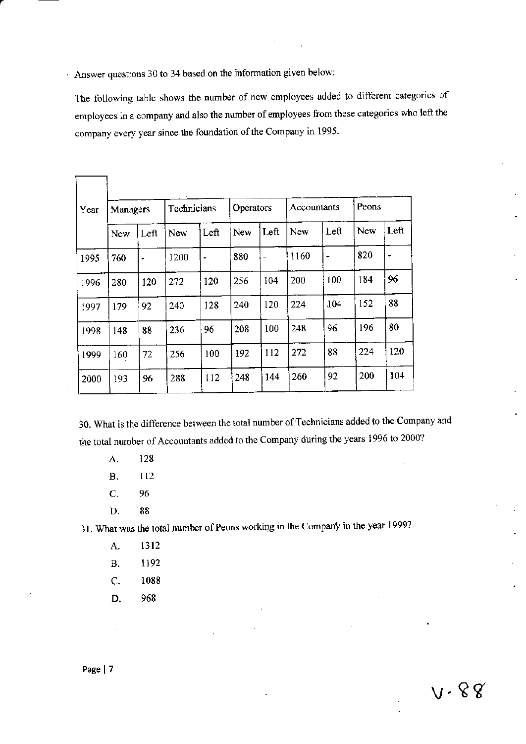Answer questions 30 to 34 based on the information given below:

The following table shows the number of new employees added to different categories of employees in a company and also the number of employees from these categories who left the company every year since the foundation of the Company in 1995.

| Year | Managers | | Technicians | | Operators | | Accountants | | Peons | |
|---|---|---|---|---|---|---|---|---|---|---|
| | New | Left | New | Left | New | Left | New | Left | New | Left |
| 1995 | 760 | - | 1200 | - | 880 | - | 1160 | - | 820 | - |
| 1996 | 280 | 120 | 272 | 120 | 256 | 104 | 200 | 100 | 184 | 96 |
| 1997 | 179 | 92 | 240 | 128 | 240 | 120 | 224 | 104 | 152 | 88 |
| 1998 | 148 | 88 | 236 | 96 | 208 | 100 | 248 | 96 | 196 | 80 |
| 1999 | 160 | 72 | 256 | 100 | 192 | 112 | 272 | 88 | 224 | 120 |
| 2000 | 193 | 96 | 288 | 112 | 248 | 144 | 260 | 92 | 200 | 104 |

30. What is the difference between the total number of Technicians added to the Company and the total number of Accountants added to the Company during the years 1996 to 2000?

   A. 128
   B. 112
   C. 96
   D. 88

31. What was the total number of Peons working in the Company in the year 1999?

   A. 1312
   B. 1192
   C. 1088
   D. 968

V. 88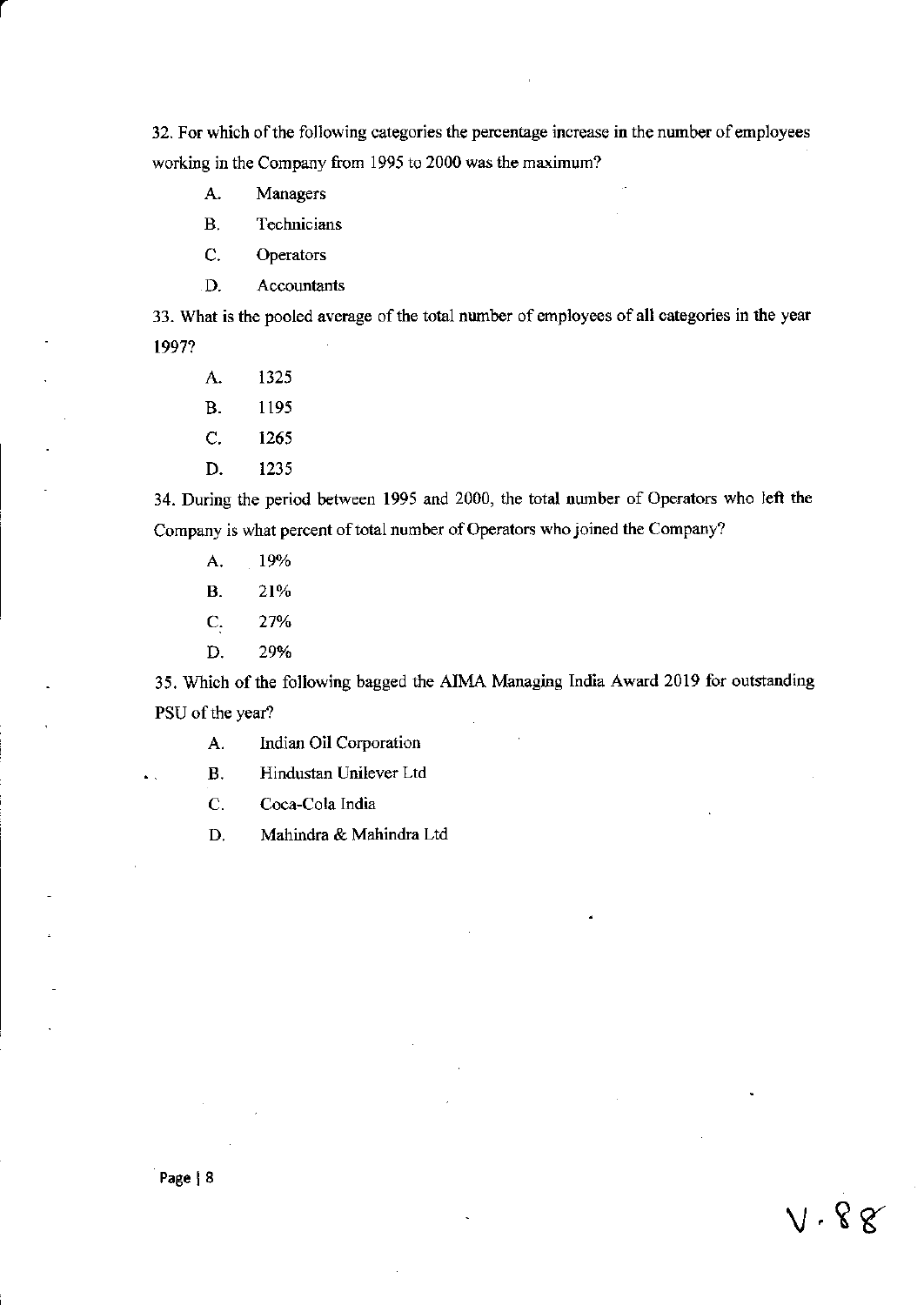32. For which of the following categories the percentage increase in the number of employees working in the Company from 1995 to 2000 was the maximum?

A. Managers

B. Technicians

C. Operators

D. Accountants

33. What is the pooled average of the total number of employees of all categories in the year 1997?

A. 1325

B. 1195

C. 1265

D. 1235

34. During the period between 1995 and 2000, the total number of Operators who left the Company is what percent of total number of Operators who joined the Company?

A. 19%

B. 21%

C. 27%

D. 29%

35. Which of the following bagged the AIMA Managing India Award 2019 for outstanding PSU of the year?

A. Indian Oil Corporation

B. Hindustan Unilever Ltd

C. Coca-Cola India

D. Mahindra & Mahindra Ltd

V. 88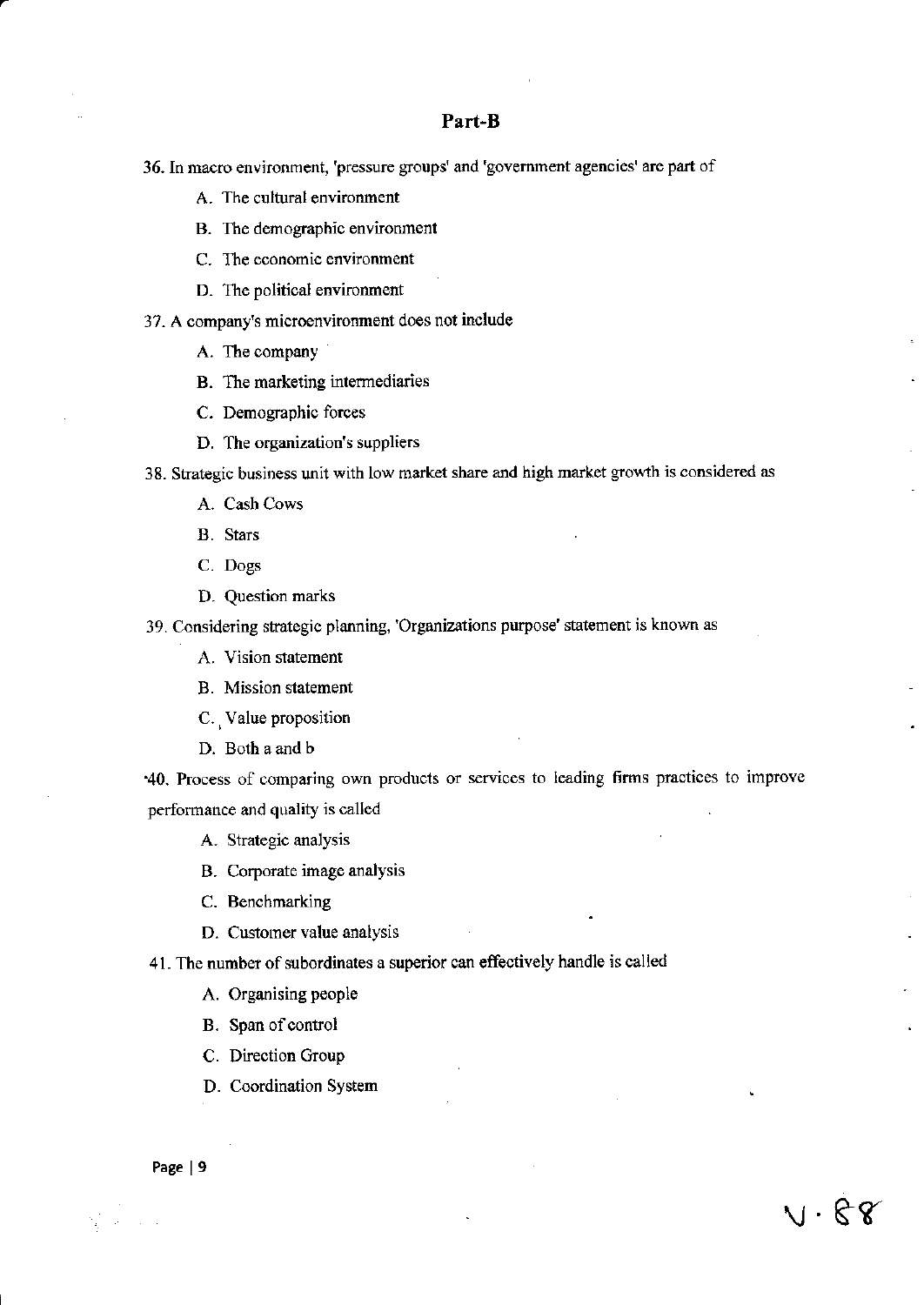## Part-B

36. In macro environment, 'pressure groups' and 'government agencies' are part of

   A. The cultural environment
   B. The demographic environment
   C. The economic environment
   D. The political environment

37. A company's microenvironment does not include

   A. The company
   B. The marketing intermediaries
   C. Demographic forces
   D. The organization's suppliers

38. Strategic business unit with low market share and high market growth is considered as

   A. Cash Cows
   B. Stars
   C. Dogs
   D. Question marks

39. Considering strategic planning, 'Organizations purpose' statement is known as

   A. Vision statement
   B. Mission statement
   C. Value proposition
   D. Both a and b

40. Process of comparing own products or services to leading firms practices to improve performance and quality is called

   A. Strategic analysis
   B. Corporate image analysis
   C. Benchmarking
   D. Customer value analysis

41. The number of subordinates a superior can effectively handle is called

   A. Organising people
   B. Span of control
   C. Direction Group
   D. Coordination System

V · 88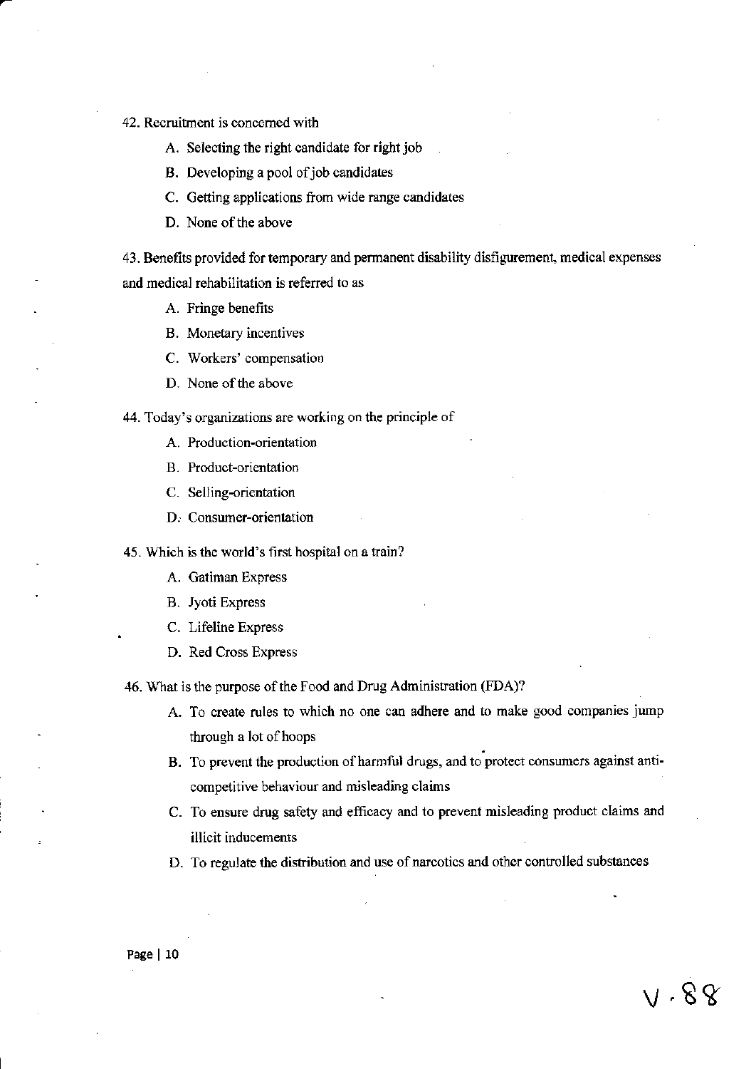42. Recruitment is concerned with

   A. Selecting the right candidate for right job
   B. Developing a pool of job candidates
   C. Getting applications from wide range candidates
   D. None of the above

43. Benefits provided for temporary and permanent disability disfigurement, medical expenses and medical rehabilitation is referred to as

   A. Fringe benefits
   B. Monetary incentives
   C. Workers' compensation
   D. None of the above

44. Today's organizations are working on the principle of

   A. Production-orientation
   B. Product-orientation
   C. Selling-orientation
   D. Consumer-orientation

45. Which is the world's first hospital on a train?

   A. Gatiman Express
   B. Jyoti Express
   C. Lifeline Express
   D. Red Cross Express

46. What is the purpose of the Food and Drug Administration (FDA)?

   A. To create rules to which no one can adhere and to make good companies jump through a lot of hoops
   B. To prevent the production of harmful drugs, and to protect consumers against anti-competitive behaviour and misleading claims
   C. To ensure drug safety and efficacy and to prevent misleading product claims and illicit inducements
   D. To regulate the distribution and use of narcotics and other controlled substances

V.88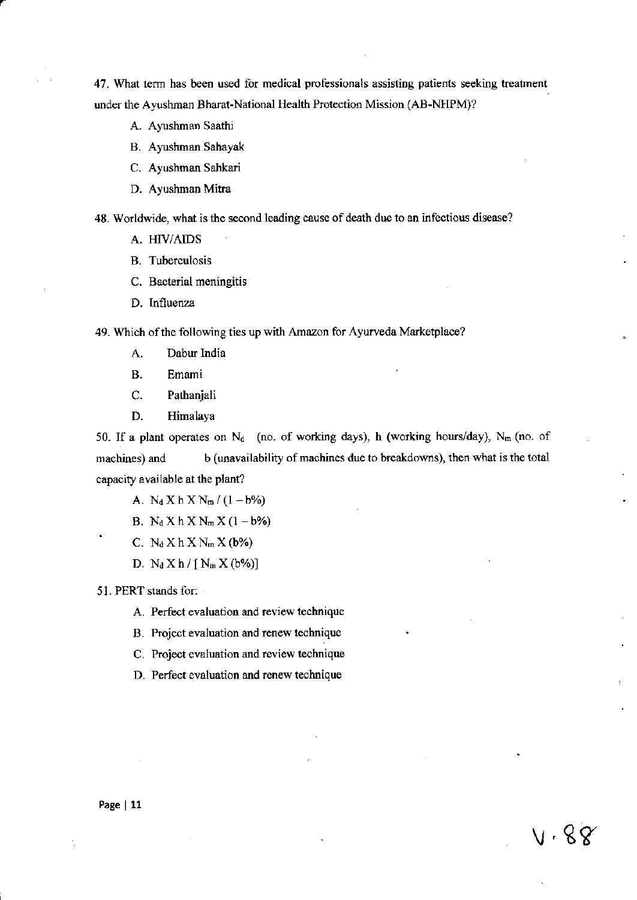47. What term has been used for medical professionals assisting patients seeking treatment under the Ayushman Bharat-National Health Protection Mission (AB-NHPM)?

A. Ayushman Saathi

B. Ayushman Sahayak

C. Ayushman Sahkari

D. Ayushman Mitra

48. Worldwide, what is the second leading cause of death due to an infectious disease?

A. HIV/AIDS

B. Tuberculosis

C. Bacterial meningitis

D. Influenza

49. Which of the following ties up with Amazon for Ayurveda Marketplace?

A. Dabur India

B. Emami

C. Pathanjali

D. Himalaya

50. If a plant operates on $N_d$ (no. of working days), h (working hours/day), $N_m$ (no. of machines) and b (unavailability of machines due to breakdowns), then what is the total capacity available at the plant?

A. $N_d \times h \times N_m / (1 - b\%)$

B. $N_d \times h \times N_m \times (1 - b\%)$

C. $N_d \times h \times N_m \times (b\%)$

D. $N_d \times h / [N_m \times (b\%)]$

51. PERT stands for:

A. Perfect evaluation and review technique

B. Project evaluation and renew technique

C. Project evaluation and review technique

D. Perfect evaluation and renew technique

V. 88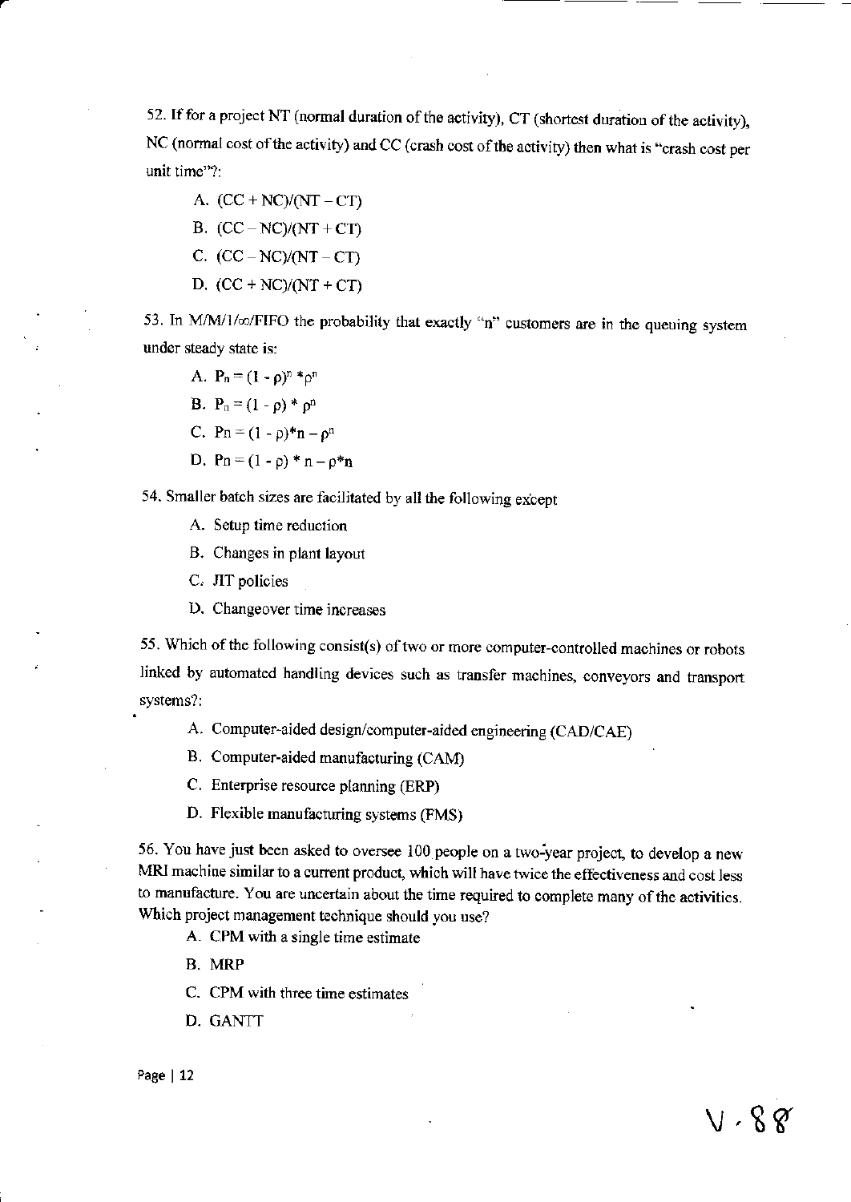52. If for a project NT (normal duration of the activity), CT (shortest duration of the activity), NC (normal cost of the activity) and CC (crash cost of the activity) then what is "crash cost per unit time"?:

A. (CC + NC)/(NT – CT)

B. (CC – NC)/(NT + CT)

C. (CC – NC)/(NT – CT)

D. (CC + NC)/(NT + CT)

53. In M/M/1/∞/FIFO the probability that exactly "n" customers are in the queuing system under steady state is:

A. $P_n = (1 - \rho)^n * \rho^n$

B. $P_n = (1 - \rho) * \rho^n$

C. $Pn = (1 - \rho)*n - \rho^n$

D. $Pn = (1 - \rho) * n - \rho*n$

54. Smaller batch sizes are facilitated by all the following except

A. Setup time reduction

B. Changes in plant layout

C. JIT policies

D. Changeover time increases

55. Which of the following consist(s) of two or more computer-controlled machines or robots linked by automated handling devices such as transfer machines, conveyors and transport systems?:

A. Computer-aided design/computer-aided engineering (CAD/CAE)

B. Computer-aided manufacturing (CAM)

C. Enterprise resource planning (ERP)

D. Flexible manufacturing systems (FMS)

56. You have just been asked to oversee 100 people on a two-year project, to develop a new MRI machine similar to a current product, which will have twice the effectiveness and cost less to manufacture. You are uncertain about the time required to complete many of the activities. Which project management technique should you use?

A. CPM with a single time estimate

B. MRP

C. CPM with three time estimates

D. GANTT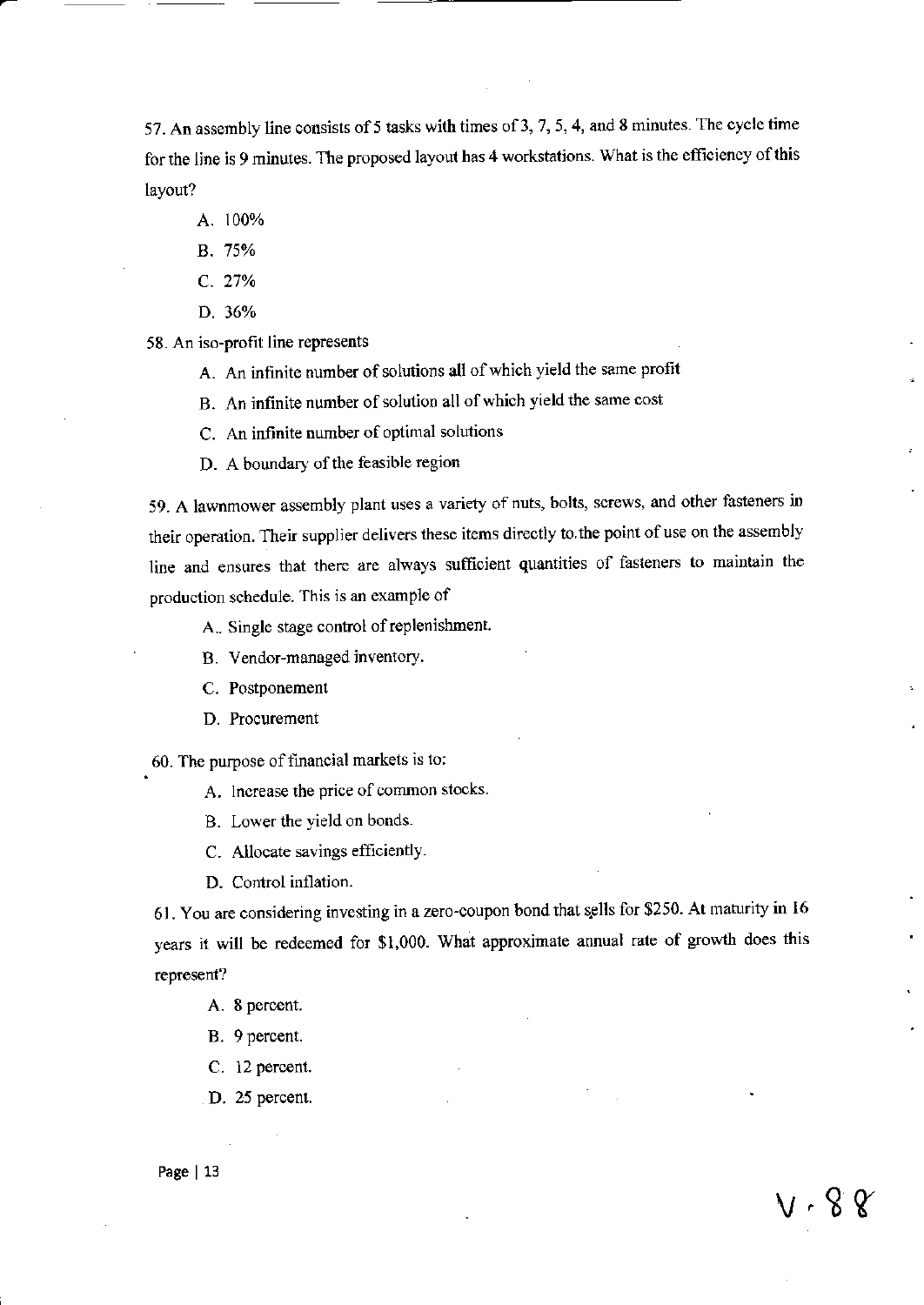57. An assembly line consists of 5 tasks with times of 3, 7, 5, 4, and 8 minutes. The cycle time for the line is 9 minutes. The proposed layout has 4 workstations. What is the efficiency of this layout?

   A. 100%
   B. 75%
   C. 27%
   D. 36%

58. An iso-profit line represents

   A. An infinite number of solutions all of which yield the same profit
   B. An infinite number of solution all of which yield the same cost
   C. An infinite number of optimal solutions
   D. A boundary of the feasible region

59. A lawnmower assembly plant uses a variety of nuts, bolts, screws, and other fasteners in their operation. Their supplier delivers these items directly to the point of use on the assembly line and ensures that there are always sufficient quantities of fasteners to maintain the production schedule. This is an example of

   A. Single stage control of replenishment.
   B. Vendor-managed inventory.
   C. Postponement
   D. Procurement

60. The purpose of financial markets is to:

   A. Increase the price of common stocks.
   B. Lower the yield on bonds.
   C. Allocate savings efficiently.
   D. Control inflation.

61. You are considering investing in a zero-coupon bond that sells for $250. At maturity in 16 years it will be redeemed for $1,000. What approximate annual rate of growth does this represent?

   A. 8 percent.
   B. 9 percent.
   C. 12 percent.
   D. 25 percent.

V - 88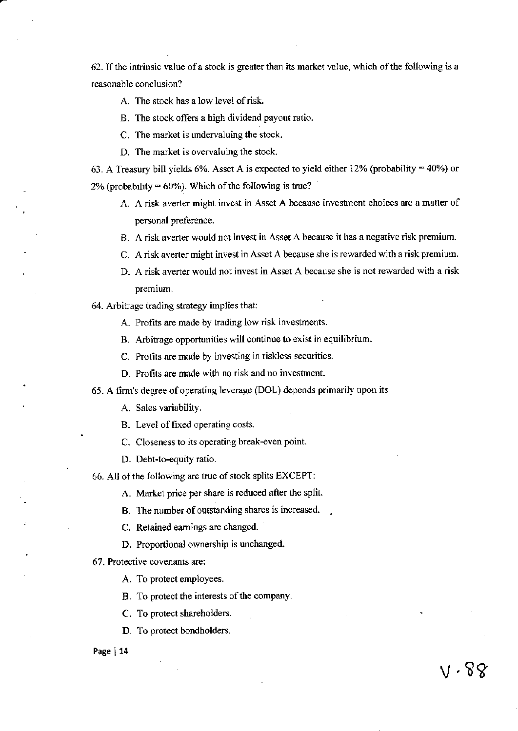62. If the intrinsic value of a stock is greater than its market value, which of the following is a reasonable conclusion?

   A. The stock has a low level of risk.

   B. The stock offers a high dividend payout ratio.

   C. The market is undervaluing the stock.

   D. The market is overvaluing the stock.

63. A Treasury bill yields 6%. Asset A is expected to yield either 12% (probability = 40%) or 2% (probability = 60%). Which of the following is true?

   A. A risk averter might invest in Asset A because investment choices are a matter of personal preference.

   B. A risk averter would not invest in Asset A because it has a negative risk premium.

   C. A risk averter might invest in Asset A because she is rewarded with a risk premium.

   D. A risk averter would not invest in Asset A because she is not rewarded with a risk premium.

64. Arbitrage trading strategy implies that:

   A. Profits are made by trading low risk investments.

   B. Arbitrage opportunities will continue to exist in equilibrium.

   C. Profits are made by investing in riskless securities.

   D. Profits are made with no risk and no investment.

65. A firm's degree of operating leverage (DOL) depends primarily upon its

   A. Sales variability.

   B. Level of fixed operating costs.

   C. Closeness to its operating break-even point.

   D. Debt-to-equity ratio.

66. All of the following are true of stock splits EXCEPT:

   A. Market price per share is reduced after the split.

   B. The number of outstanding shares is increased.

   C. Retained earnings are changed.

   D. Proportional ownership is unchanged.

67. Protective covenants are:

   A. To protect employees.

   B. To protect the interests of the company.

   C. To protect shareholders.

   D. To protect bondholders.

V · 88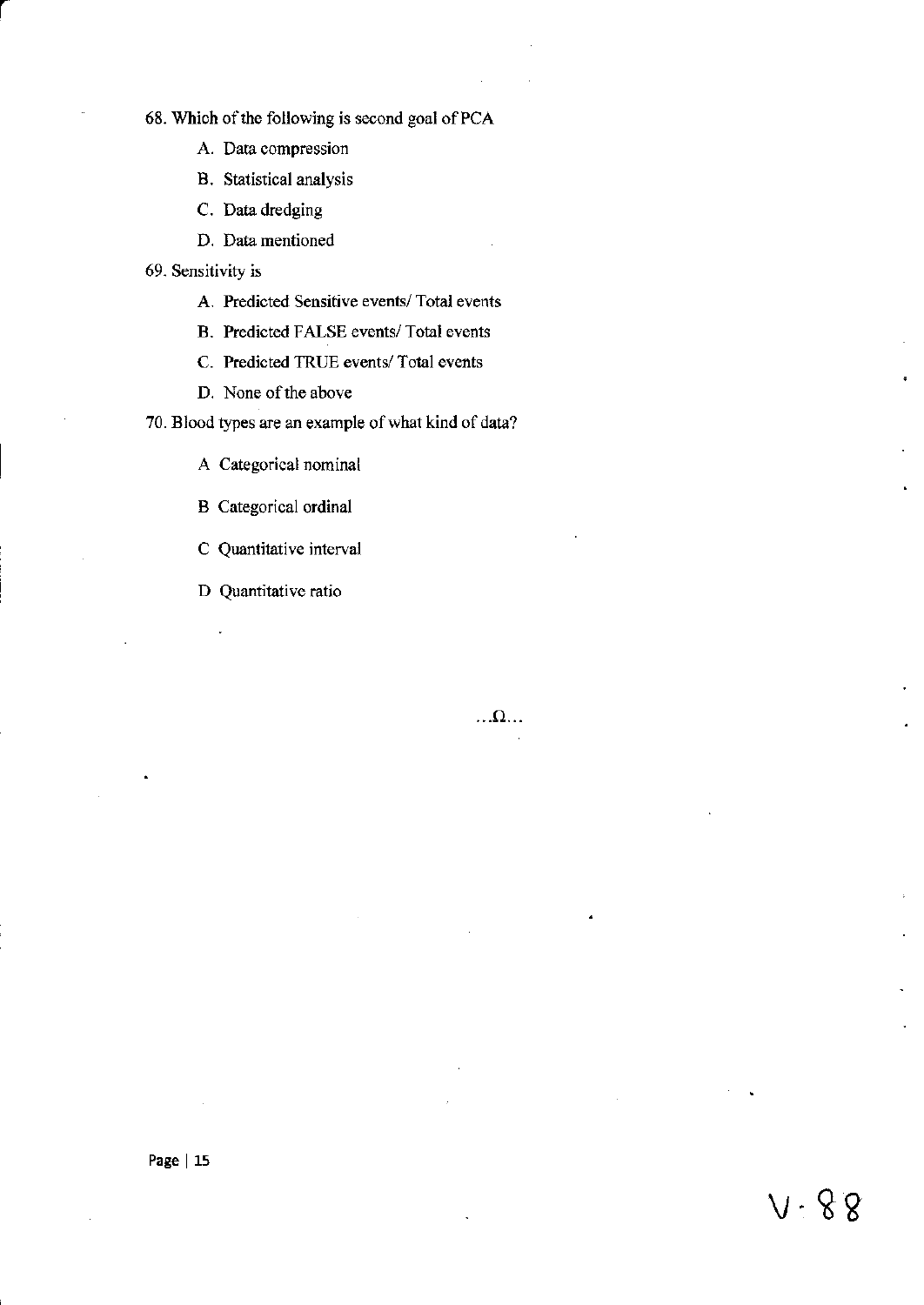68. Which of the following is second goal of PCA

   A. Data compression

   B. Statistical analysis

   C. Data dredging

   D. Data mentioned

69. Sensitivity is

   A. Predicted Sensitive events/ Total events

   B. Predicted FALSE events/ Total events

   C. Predicted TRUE events/ Total events

   D. None of the above

70. Blood types are an example of what kind of data?

   A Categorical nominal

   B Categorical ordinal

   C Quantitative interval

   D Quantitative ratio

...Ω...

V · 88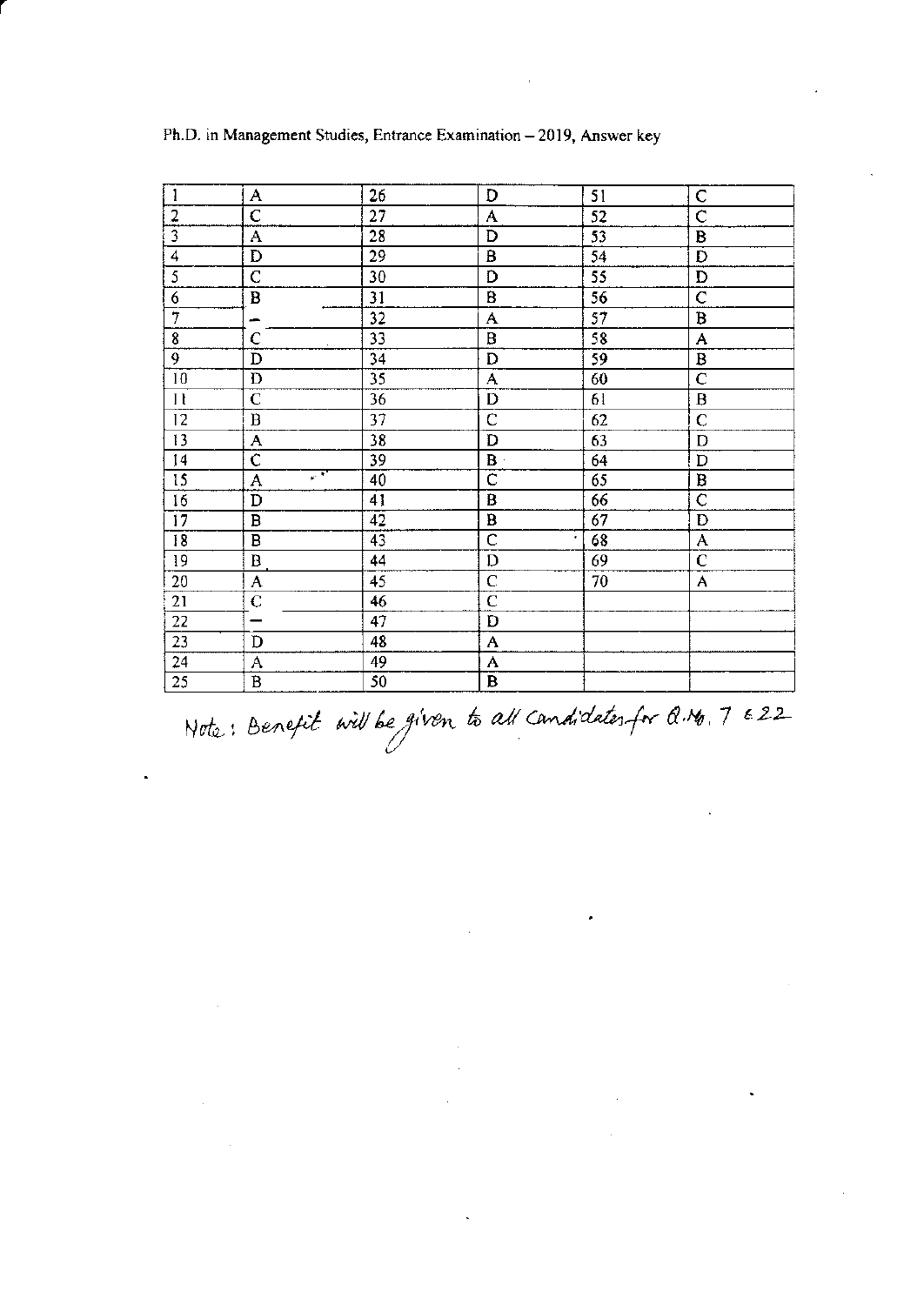Ph.D. in Management Studies, Entrance Examination – 2019, Answer key

| | | | | | |
|---|---|---|---|---|---|
| 1 | A | 26 | D | 51 | C |
| 2 | C | 27 | A | 52 | C |
| 3 | A | 28 | D | 53 | B |
| 4 | D | 29 | B | 54 | D |
| 5 | C | 30 | D | 55 | D |
| 6 | B | 31 | B | 56 | C |
| 7 | – | 32 | A | 57 | B |
| 8 | C | 33 | B | 58 | A |
| 9 | D | 34 | D | 59 | B |
| 10 | D | 35 | A | 60 | C |
| 11 | C | 36 | D | 61 | B |
| 12 | B | 37 | C | 62 | C |
| 13 | A | 38 | D | 63 | D |
| 14 | C | 39 | B | 64 | D |
| 15 | A | 40 | C | 65 | B |
| 16 | D | 41 | B | 66 | C |
| 17 | B | 42 | B | 67 | D |
| 18 | B | 43 | C | 68 | A |
| 19 | B | 44 | D | 69 | C |
| 20 | A | 45 | C | 70 | A |
| 21 | C | 46 | C | | |
| 22 | – | 47 | D | | |
| 23 | D | 48 | A | | |
| 24 | A | 49 | A | | |
| 25 | B | 50 | B | | |

Note: Benefit will be given to all candidates for Q.No. 7 & 22